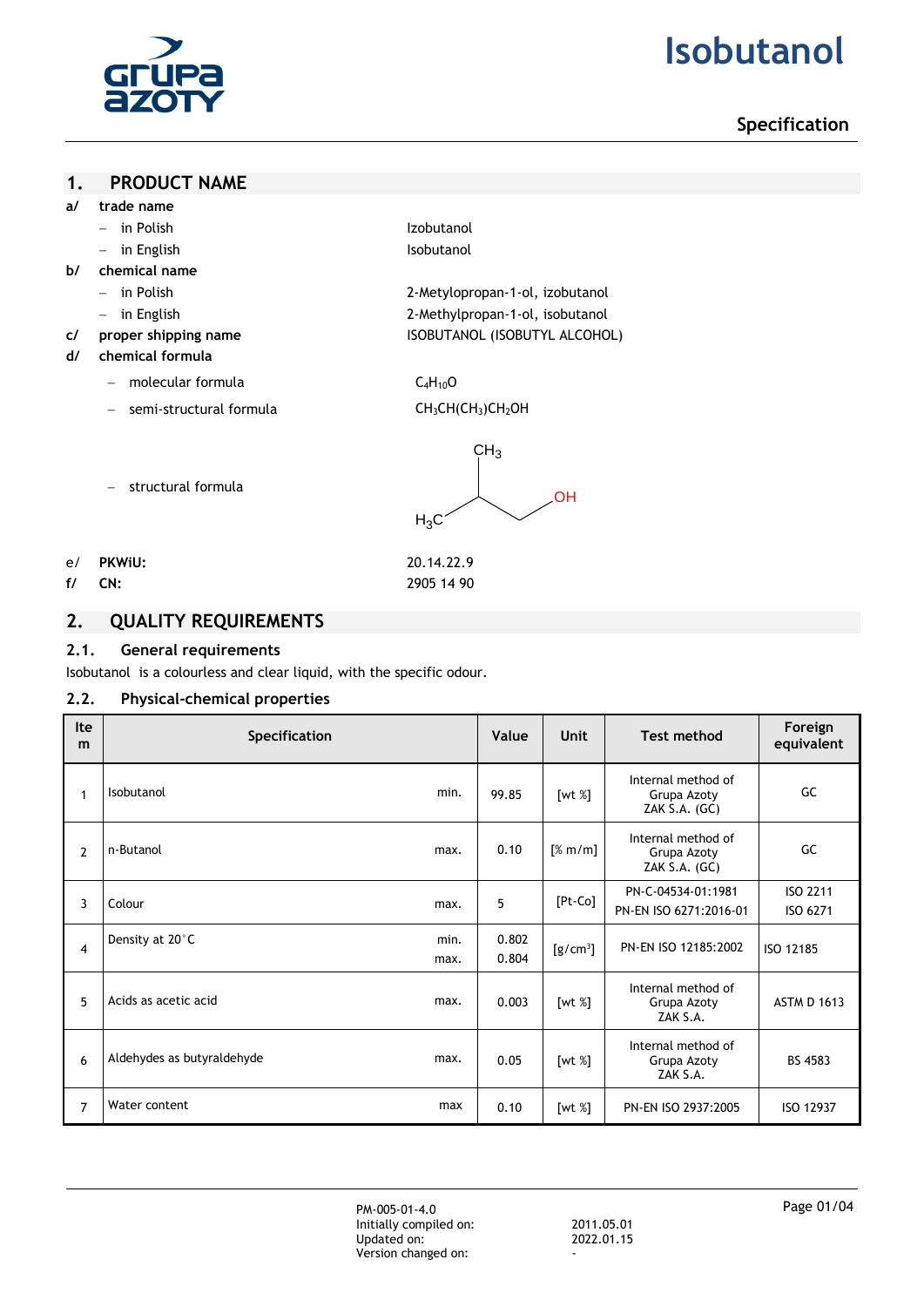# Isobutanol

## Specification

## 1. PRODUCT NAME

**a/ trade name**

- in Polish: Izobutanol
- in English: Isobutanol

**b/ chemical name**

- in Polish: 2-Metylopropan-1-ol, izobutanol
- in English: 2-Methylpropan-1-ol, isobutanol

**c/ proper shipping name**: ISOBUTANOL (ISOBUTYL ALCOHOL)

**d/ chemical formula**

- molecular formula: $C_4H_{10}O$
- semi-structural formula: $CH_3CH(CH_3)CH_2OH$
- structural formula: $H_3C$–$CH(CH_3)$–$CH_2$–$OH$

**e/ PKWiU:** 20.14.22.9

**f/ CN:** 2905 14 90

## 2. QUALITY REQUIREMENTS

### 2.1. General requirements

Isobutanol is a colourless and clear liquid, with the specific odour.

### 2.2. Physical-chemical properties

| Item | Specification | | Value | Unit | Test method | Foreign equivalent |
|---|---|---|---|---|---|---|
| 1 | Isobutanol | min. | 99.85 | [wt %] | Internal method of Grupa Azoty ZAK S.A. (GC) | GC |
| 2 | n-Butanol | max. | 0.10 | [% m/m] | Internal method of Grupa Azoty ZAK S.A. (GC) | GC |
| 3 | Colour | max. | 5 | [Pt-Co] | PN-C-04534-01:1981<br>PN-EN ISO 6271:2016-01 | ISO 2211<br>ISO 6271 |
| 4 | Density at 20°C | min.<br>max. | 0.802<br>0.804 | [$g/cm^3$] | PN-EN ISO 12185:2002 | ISO 12185 |
| 5 | Acids as acetic acid | max. | 0.003 | [wt %] | Internal method of Grupa Azoty ZAK S.A. | ASTM D 1613 |
| 6 | Aldehydes as butyraldehyde | max. | 0.05 | [wt %] | Internal method of Grupa Azoty ZAK S.A. | BS 4583 |
| 7 | Water content | max | 0.10 | [wt %] | PN-EN ISO 2937:2005 | ISO 12937 |

PM-005-01-4.0
Initially compiled on: 2011.05.01
Updated on: 2022.01.15
Version changed on: -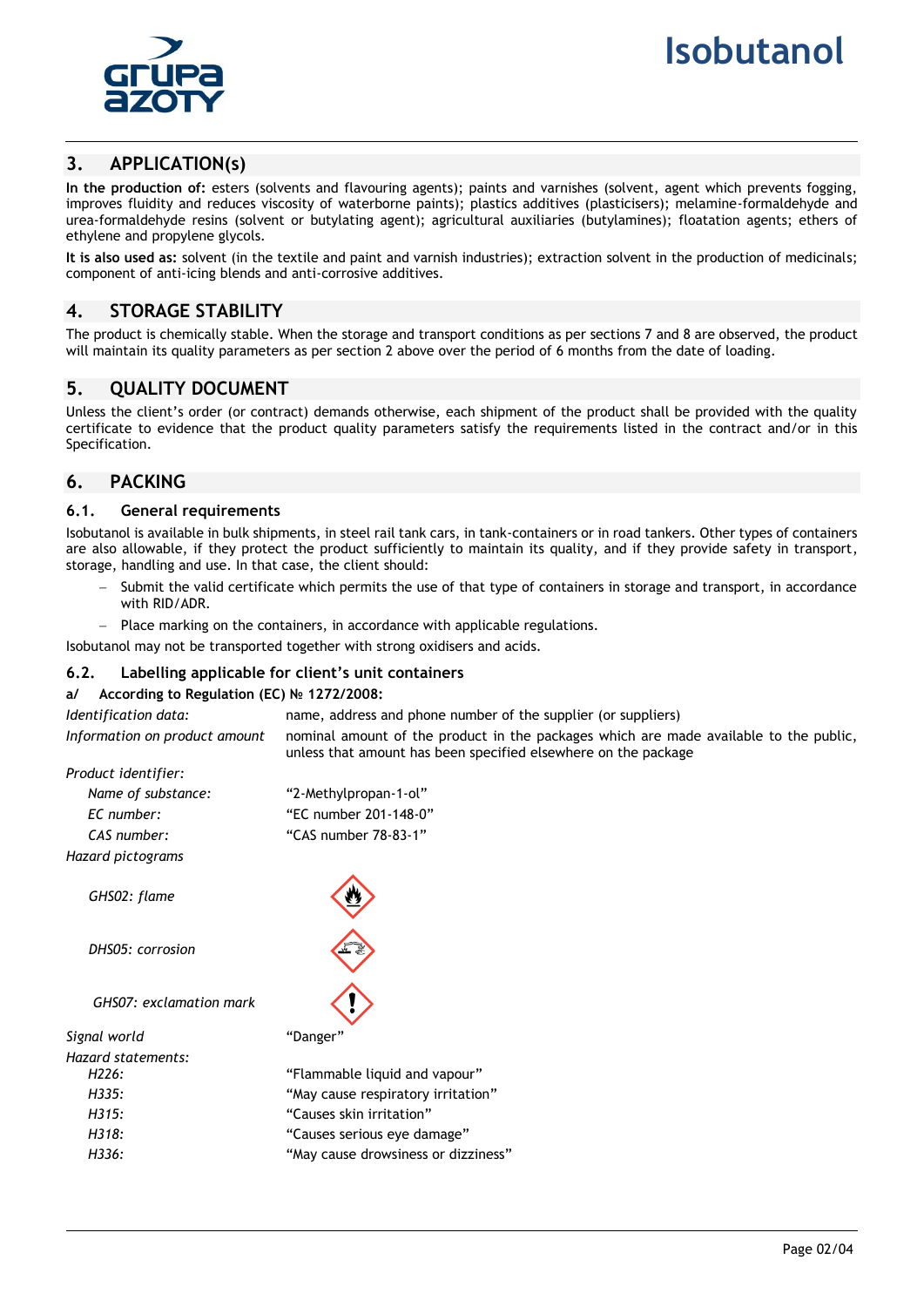## 3. APPLICATION(s)

**In the production of:** esters (solvents and flavouring agents); paints and varnishes (solvent, agent which prevents fogging, improves fluidity and reduces viscosity of waterborne paints); plastics additives (plasticisers); melamine-formaldehyde and urea-formaldehyde resins (solvent or butylating agent); agricultural auxiliaries (butylamines); floatation agents; ethers of ethylene and propylene glycols.

**It is also used as:** solvent (in the textile and paint and varnish industries); extraction solvent in the production of medicinals; component of anti-icing blends and anti-corrosive additives.

## 4. STORAGE STABILITY

The product is chemically stable. When the storage and transport conditions as per sections 7 and 8 are observed, the product will maintain its quality parameters as per section 2 above over the period of 6 months from the date of loading.

## 5. QUALITY DOCUMENT

Unless the client's order (or contract) demands otherwise, each shipment of the product shall be provided with the quality certificate to evidence that the product quality parameters satisfy the requirements listed in the contract and/or in this Specification.

## 6. PACKING

### 6.1. General requirements

Isobutanol is available in bulk shipments, in steel rail tank cars, in tank-containers or in road tankers. Other types of containers are also allowable, if they protect the product sufficiently to maintain its quality, and if they provide safety in transport, storage, handling and use. In that case, the client should:

- Submit the valid certificate which permits the use of that type of containers in storage and transport, in accordance with RID/ADR.
- Place marking on the containers, in accordance with applicable regulations.

Isobutanol may not be transported together with strong oxidisers and acids.

### 6.2. Labelling applicable for client's unit containers

**a/ According to Regulation (EC) № 1272/2008:**

*Identification data:* name, address and phone number of the supplier (or suppliers)

*Information on product amount* nominal amount of the product in the packages which are made available to the public, unless that amount has been specified elsewhere on the package

*Product identifier:*

- *Name of substance:* "2-Methylpropan-1-ol"
- *EC number:* "EC number 201-148-0"
- *CAS number:* "CAS number 78-83-1"

*Hazard pictograms*

- *GHS02: flame*
- *DHS05: corrosion*
- *GHS07: exclamation mark*

*Signal world* "Danger"

*Hazard statements:*

- *H226:* "Flammable liquid and vapour"
- *H335:* "May cause respiratory irritation"
- *H315:* "Causes skin irritation"
- *H318:* "Causes serious eye damage"
- *H336:* "May cause drowsiness or dizziness"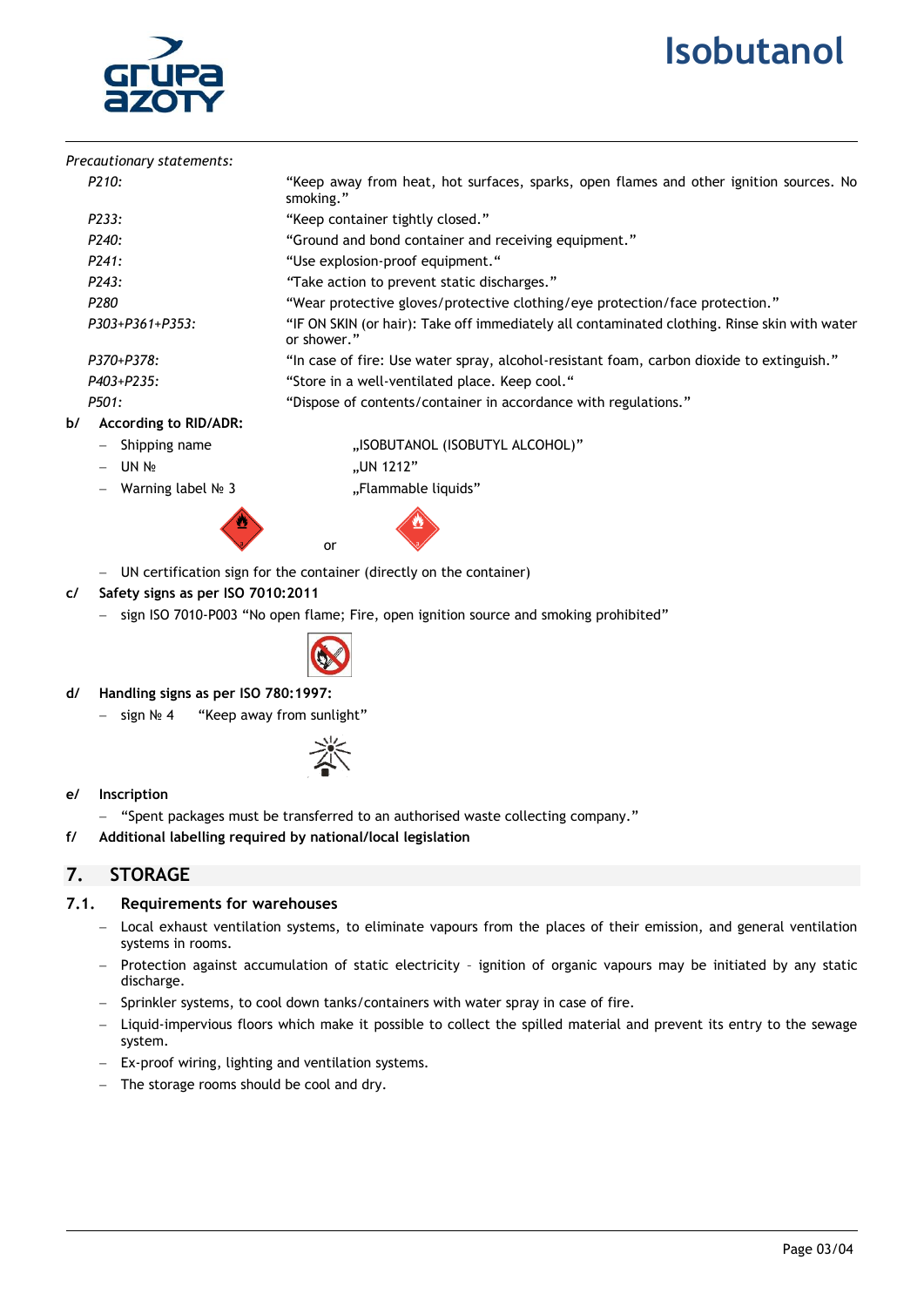*Precautionary statements:*

| | |
|---|---|
| *P210:* | "Keep away from heat, hot surfaces, sparks, open flames and other ignition sources. No smoking." |
| *P233:* | "Keep container tightly closed." |
| *P240:* | "Ground and bond container and receiving equipment." |
| *P241:* | "Use explosion-proof equipment." |
| *P243:* | "Take action to prevent static discharges." |
| *P280* | "Wear protective gloves/protective clothing/eye protection/face protection." |
| *P303+P361+P353:* | "IF ON SKIN (or hair): Take off immediately all contaminated clothing. Rinse skin with water or shower." |
| *P370+P378:* | "In case of fire: Use water spray, alcohol-resistant foam, carbon dioxide to extinguish." |
| *P403+P235:* | "Store in a well-ventilated place. Keep cool." |
| *P501:* | "Dispose of contents/container in accordance with regulations." |

**b/ According to RID/ADR:**

- Shipping name „ISOBUTANOL (ISOBUTYL ALCOHOL)"
- UN № „UN 1212"
- Warning label № 3 „Flammable liquids"

or

- UN certification sign for the container (directly on the container)

**c/ Safety signs as per ISO 7010:2011**

- sign ISO 7010-P003 "No open flame; Fire, open ignition source and smoking prohibited"

**d/ Handling signs as per ISO 780:1997:**

- sign № 4 "Keep away from sunlight"

**e/ Inscription**

- "Spent packages must be transferred to an authorised waste collecting company."

**f/ Additional labelling required by national/local legislation**

## 7. STORAGE

### 7.1. Requirements for warehouses

- Local exhaust ventilation systems, to eliminate vapours from the places of their emission, and general ventilation systems in rooms.
- Protection against accumulation of static electricity – ignition of organic vapours may be initiated by any static discharge.
- Sprinkler systems, to cool down tanks/containers with water spray in case of fire.
- Liquid-impervious floors which make it possible to collect the spilled material and prevent its entry to the sewage system.
- Ex-proof wiring, lighting and ventilation systems.
- The storage rooms should be cool and dry.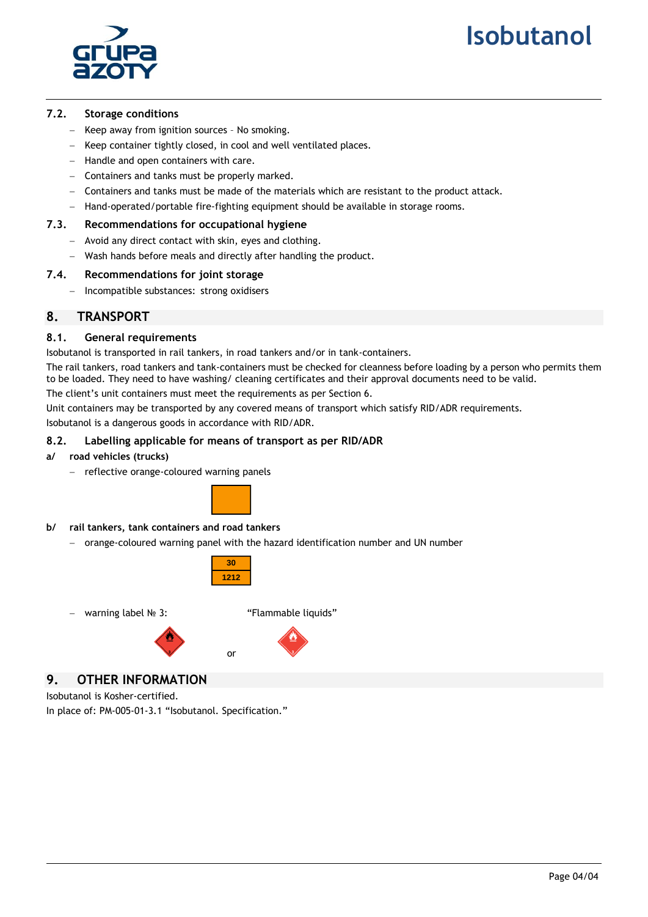### 7.2. Storage conditions

- Keep away from ignition sources – No smoking.
- Keep container tightly closed, in cool and well ventilated places.
- Handle and open containers with care.
- Containers and tanks must be properly marked.
- Containers and tanks must be made of the materials which are resistant to the product attack.
- Hand-operated/portable fire-fighting equipment should be available in storage rooms.

### 7.3. Recommendations for occupational hygiene

- Avoid any direct contact with skin, eyes and clothing.
- Wash hands before meals and directly after handling the product.

### 7.4. Recommendations for joint storage

- Incompatible substances: strong oxidisers

## 8. TRANSPORT

### 8.1. General requirements

Isobutanol is transported in rail tankers, in road tankers and/or in tank-containers.

The rail tankers, road tankers and tank-containers must be checked for cleanness before loading by a person who permits them to be loaded. They need to have washing/ cleaning certificates and their approval documents need to be valid.

The client's unit containers must meet the requirements as per Section 6.

Unit containers may be transported by any covered means of transport which satisfy RID/ADR requirements.

Isobutanol is a dangerous goods in accordance with RID/ADR.

### 8.2. Labelling applicable for means of transport as per RID/ADR

**a/ road vehicles (trucks)**

- reflective orange-coloured warning panels

**b/ rail tankers, tank containers and road tankers**

- orange-coloured warning panel with the hazard identification number and UN number

30
1212

- warning label № 3: "Flammable liquids"

or

## 9. OTHER INFORMATION

Isobutanol is Kosher-certified.

In place of: PM-005-01-3.1 "Isobutanol. Specification."